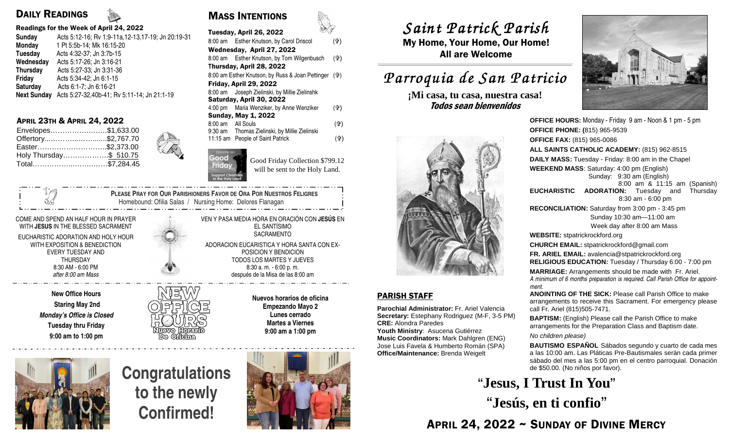## DAILY READINGS

**Readings for the Week of April 24, 2022**

| | |
|---|---|
| **Sunday** | Acts 5:12-16; Rv 1:9-11a,12-13,17-19; Jn 20:19-31 |
| **Monday** | 1 Pt 5:5b-14; Mk 16:15-20 |
| **Tuesday** | Acts 4:32-37; Jn 3:7b-15 |
| **Wednesday** | Acts 5:17-26; Jn 3:16-21 |
| **Thursday** | Acts 5:27-33; Jn 3:31-36 |
| **Friday** | Acts 5:34-42; Jn 6:1-15 |
| **Saturday** | Acts 6:1-7; Jn 6:16-21 |
| **Next Sunday** | Acts 5:27-32,40b-41; Rv 5:11-14; Jn 21:1-19 |

### APRIL 23TH & APRIL 24, 2022

| | |
|---|---|
| Envelopes | $1,633.00 |
| Offertory | $2,767.70 |
| Easter | $2,373.00 |
| Holy Thursday | $ 510.75 |
| Total | $7,284.45 |

## MASS INTENTIONS

**Tuesday, April 26, 2022**
8:00 am Esther Knutson, by Carol Driscol (✞)

**Wednesday, April 27, 2022**
8:00 am Esther Knutson, by Tom Wilgenbusch (✞)

**Thursday, April 28, 2022**
8:00 am Esther Knutson, by Russ & Joan Pettinger (✞)

**Friday, April 29, 2022**
8:00 am Joseph Zielinski, by Millie Zielinshk

**Saturday, April 30, 2022**
4:00 pm Maria Wenziker, by Anne Wenziker (✞)

**Sunday, May 1, 2022**
8:00 am All Souls (✞)
9:30 am Thomas Zielinski, by Millie Zielinski
11:15 am People of Saint Patrick (✞)

Good Friday Collection $799.12 will be sent to the Holy Land.

**PLEASE PRAY FOR OUR PARISHIONERS FAVOR DE ORA POR NUESTROS FELIGRES**
Homebound: Ofilia Salas / Nursing Home: Delores Flanagan

COME AND SPEND AN HALF HOUR IN PRAYER WITH **JESUS** IN THE BLESSED SACRAMENT

EUCHARISTIC ADORATION AND HOLY HOUR WITH EXPOSITION & BENEDICTION EVERY TUESDAY AND THURSDAY 8:30 AM - 6:00 PM
*after 8:00 am Mass*

VEN Y PASA MEDIA HORA EN ORACIÓN CON **JESÚS** EN EL SANTÍSIMO SACRAMENTO

ADORACION EUCARISTICA Y HORA SANTA CON EXPOSICION Y BENDICION TODOS LOS MARTES Y JUEVES 8:30 a. m. - 6:00 p. m. después de la Misa de las 8:00 am

**New Office Hours**
**Staring May 2nd**
***Monday's Office is Closed***
**Tuesday thru Friday**
**9:00 am to 1:00 pm**

NEW OFFICE HOURS
Nuevo Horario De Oficina

**Nuevos horarios de oficina**
**Empezando Mayo 2**
**Lunes cerrado**
**Martes a Viernes**
**9:00 am a 1:00 pm**

# Congratulations to the newly Confirmed!

# *Saint Patrick Parish*

**My Home, Your Home, Our Home!**
**All are Welcome**

# *Parroquia de San Patricio*

**¡Mi casa, tu casa, nuestra casa!**
***Todos sean bienvenidos***

**OFFICE HOURS:** Monday - Friday 9 am - Noon & 1 pm - 5 pm
**OFFICE PHONE:** (815) 965-9539
**OFFICE FAX:** (815) 965-0086
**ALL SAINTS CATHOLIC ACADEMY:** (815) 962-8515
**DAILY MASS:** Tuesday - Friday: 8:00 am in the Chapel
**WEEKEND MASS**: Saturday: 4:00 pm (English)
Sunday: 9:30 am (English)
8:00 am & 11:15 am (Spanish)
**EUCHARISTIC ADORATION:** Tuesday and Thursday 8:30 am - 6:00 pm
**RECONCILIATION:** Saturday from 3:00 pm - 3:45 pm
Sunday 10:30 am—11:00 am
Week day after 8:00 am Mass
**WEBSITE:** stpatrickrockford.org
**CHURCH EMAIL:** stpatrickrockford@gmail.com
**FR. ARIEL EMAIL:** avalencia@stpatrickrockford.org
**RELIGIOUS EDUCATION:** Tuesday / Thursday 6:00 - 7:00 pm
**MARRIAGE:** Arrangements should be made with Fr. Ariel.
*A minimum of 6 months preparation is required. Call Parish Office for appointment.*
**ANOINTING OF THE SICK:** Please call Parish Office to make arrangements to receive this Sacrament. For emergency please call Fr. Ariel (815)505-7471.
**BAPTISM:** (English) Please call the Parish Office to make arrangements for the Preparation Class and Baptism date.
*No children please)*
**BAUTISMO ESPAÑOL** Sábados segundo y cuarto de cada mes a las 10:00 am. Las Pláticas Pre-Bautismales serán cada primer sábado del mes a las 5:00 pm en el centro parroquial. Donación de $50.00. (No niños por favor).

### PARISH STAFF

**Parochial Administrator:** Fr. Ariel Valencia
**Secretary:** Estephany Rodriguez (M-F, 3-5 PM)
**CRE:** Alondra Paredes
**Youth Ministry**: Asucena Gutiérrez
**Music Coordinators:** Mark Dahlgren (ENG)
Jose Luis Favela & Humberto Román (SPA)
**Office/Maintenance:** Brenda Weigelt

# "Jesus, I Trust In You"
# "Jesús, en ti confio"

## APRIL 24, 2022 ~ SUNDAY OF DIVINE MERCY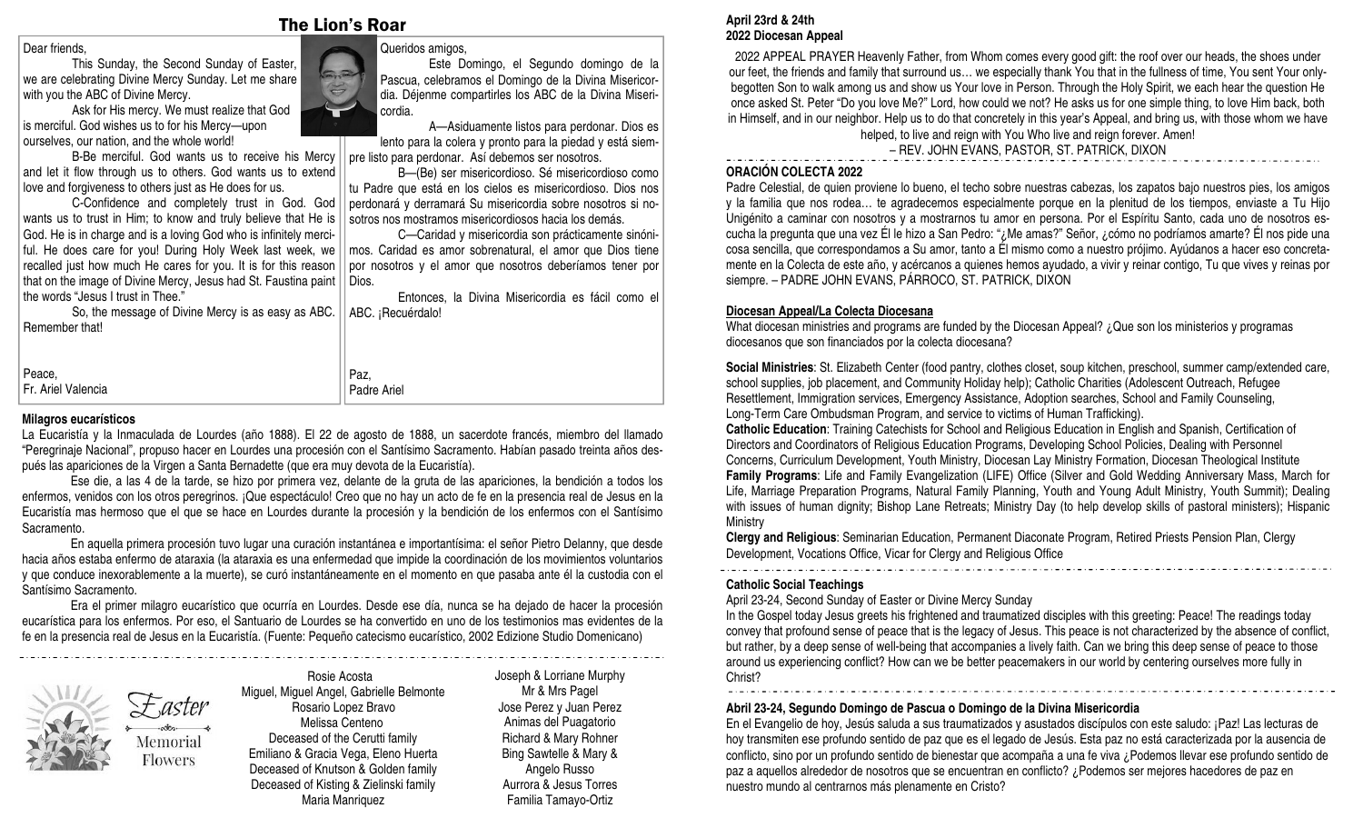# The Lion's Roar

Dear friends,

This Sunday, the Second Sunday of Easter, we are celebrating Divine Mercy Sunday. Let me share with you the ABC of Divine Mercy.

Ask for His mercy. We must realize that God is merciful. God wishes us to for his Mercy—upon ourselves, our nation, and the whole world!

B-Be merciful. God wants us to receive his Mercy and let it flow through us to others. God wants us to extend love and forgiveness to others just as He does for us.

C-Confidence and completely trust in God. God wants us to trust in Him; to know and truly believe that He is God. He is in charge and is a loving God who is infinitely merciful. He does care for you! During Holy Week last week, we recalled just how much He cares for us. It is for this reason that on the image of Divine Mercy, Jesus had St. Faustina paint the words "Jesus I trust in Thee."

So, the message of Divine Mercy is as easy as ABC. Remember that!

Peace,
Fr. Ariel Valencia

Queridos amigos,

Este Domingo, el Segundo domingo de la Pascua, celebramos el Domingo de la Divina Misericordia. Déjenme compartirles los ABC de la Divina Misericordia.

A—Asiduamente listos para perdonar. Dios es lento para la colera y pronto para la piedad y está siempre listo para perdonar. Así debemos ser nosotros.

B—(Be) ser misericordioso. Sé misericordioso como tu Padre que está en los cielos es misericordioso. Dios nos perdonará y derramará Su misericordia sobre nosotros si nosotros nos mostramos misericordiosos hacia los demás.

C—Caridad y misericordia son prácticamente sinónimos. Caridad es amor sobrenatural, el amor que Dios tiene por nosotros y el amor que nosotros deberíamos tener por Dios.

Entonces, la Divina Misericordia es fácil como el ABC. ¡Recuérdalo!

Paz,
Padre Ariel

## Milagros eucarísticos

La Eucaristía y la Inmaculada de Lourdes (año 1888). El 22 de agosto de 1888, un sacerdote francés, miembro del llamado "Peregrinaje Nacional", propuso hacer en Lourdes una procesión con el Santísimo Sacramento. Habían pasado treinta años después las apariciones de la Virgen a Santa Bernadette (que era muy devota de la Eucaristía).

Ese die, a las 4 de la tarde, se hizo por primera vez, delante de la gruta de las apariciones, la bendición a todos los enfermos, venidos con los otros peregrinos. ¡Que espectáculo! Creo que no hay un acto de fe en la presencia real de Jesus en la Eucaristía mas hermoso que el que se hace en Lourdes durante la procesión y la bendición de los enfermos con el Santísimo Sacramento.

En aquella primera procesión tuvo lugar una curación instantánea e importantísima: el señor Pietro Delanny, que desde hacia años estaba enfermo de ataraxia (la ataraxia es una enfermedad que impide la coordinación de los movimientos voluntarios y que conduce inexorablemente a la muerte), se curó instantáneamente en el momento en que pasaba ante él la custodia con el Santísimo Sacramento.

Era el primer milagro eucarístico que ocurría en Lourdes. Desde ese día, nunca se ha dejado de hacer la procesión eucarística para los enfermos. Por eso, el Santuario de Lourdes se ha convertido en uno de los testimonios mas evidentes de la fe en la presencia real de Jesus en la Eucaristía. (Fuente: Pequeño catecismo eucarístico, 2002 Edizione Studio Domenicano)

## Easter Memorial Flowers

Rosie Acosta
Miguel, Miguel Angel, Gabrielle Belmonte
Rosario Lopez Bravo
Melissa Centeno
Deceased of the Cerutti family
Emiliano & Gracia Vega, Eleno Huerta
Deceased of Knutson & Golden family
Deceased of Kisting & Zielinski family
Maria Manriquez

Joseph & Lorriane Murphy
Mr & Mrs Pagel
Jose Perez y Juan Perez
Animas del Puagatorio
Richard & Mary Rohner
Bing Sawtelle & Mary &
Angelo Russo
Aurrora & Jesus Torres
Familia Tamayo-Ortiz

**April 23rd & 24th**
**2022 Diocesan Appeal**

2022 APPEAL PRAYER Heavenly Father, from Whom comes every good gift: the roof over our heads, the shoes under our feet, the friends and family that surround us… we especially thank You that in the fullness of time, You sent Your only-begotten Son to walk among us and show us Your love in Person. Through the Holy Spirit, we each hear the question He once asked St. Peter "Do you love Me?" Lord, how could we not? He asks us for one simple thing, to love Him back, both in Himself, and in our neighbor. Help us to do that concretely in this year's Appeal, and bring us, with those whom we have helped, to live and reign with You Who live and reign forever. Amen!
– REV. JOHN EVANS, PASTOR, ST. PATRICK, DIXON

## ORACIÓN COLECTA 2022

Padre Celestial, de quien proviene lo bueno, el techo sobre nuestras cabezas, los zapatos bajo nuestros pies, los amigos y la familia que nos rodea… te agradecemos especialmente porque en la plenitud de los tiempos, enviaste a Tu Hijo Unigénito a caminar con nosotros y a mostrarnos tu amor en persona. Por el Espíritu Santo, cada uno de nosotros escucha la pregunta que una vez Él le hizo a San Pedro: "¿Me amas?" Señor, ¿cómo no podríamos amarte? Él nos pide una cosa sencilla, que correspondamos a Su amor, tanto a Él mismo como a nuestro prójimo. Ayúdanos a hacer eso concretamente en la Colecta de este año, y acércanos a quienes hemos ayudado, a vivir y reinar contigo, Tu que vives y reinas por siempre. – PADRE JOHN EVANS, PÁRROCO, ST. PATRICK, DIXON

## Diocesan Appeal/La Colecta Diocesana

What diocesan ministries and programs are funded by the Diocesan Appeal? ¿Que son los ministerios y programas diocesanos que son financiados por la colecta diocesana?

**Social Ministries**: St. Elizabeth Center (food pantry, clothes closet, soup kitchen, preschool, summer camp/extended care, school supplies, job placement, and Community Holiday help); Catholic Charities (Adolescent Outreach, Refugee Resettlement, Immigration services, Emergency Assistance, Adoption searches, School and Family Counseling, Long-Term Care Ombudsman Program, and service to victims of Human Trafficking).

**Catholic Education**: Training Catechists for School and Religious Education in English and Spanish, Certification of Directors and Coordinators of Religious Education Programs, Developing School Policies, Dealing with Personnel Concerns, Curriculum Development, Youth Ministry, Diocesan Lay Ministry Formation, Diocesan Theological Institute

**Family Programs**: Life and Family Evangelization (LIFE) Office (Silver and Gold Wedding Anniversary Mass, March for Life, Marriage Preparation Programs, Natural Family Planning, Youth and Young Adult Ministry, Youth Summit); Dealing with issues of human dignity; Bishop Lane Retreats; Ministry Day (to help develop skills of pastoral ministers); Hispanic Ministry

**Clergy and Religious**: Seminarian Education, Permanent Diaconate Program, Retired Priests Pension Plan, Clergy Development, Vocations Office, Vicar for Clergy and Religious Office

## Catholic Social Teachings

April 23-24, Second Sunday of Easter or Divine Mercy Sunday

In the Gospel today Jesus greets his frightened and traumatized disciples with this greeting: Peace! The readings today convey that profound sense of peace that is the legacy of Jesus. This peace is not characterized by the absence of conflict, but rather, by a deep sense of well-being that accompanies a lively faith. Can we bring this deep sense of peace to those around us experiencing conflict? How can we be better peacemakers in our world by centering ourselves more fully in Christ?

## Abril 23-24, Segundo Domingo de Pascua o Domingo de la Divina Misericordia

En el Evangelio de hoy, Jesús saluda a sus traumatizados y asustados discípulos con este saludo: ¡Paz! Las lecturas de hoy transmiten ese profundo sentido de paz que es el legado de Jesús. Esta paz no está caracterizada por la ausencia de conflicto, sino por un profundo sentido de bienestar que acompaña a una fe viva ¿Podemos llevar ese profundo sentido de paz a aquellos alrededor de nosotros que se encuentran en conflicto? ¿Podemos ser mejores hacedores de paz en nuestro mundo al centrarnos más plenamente en Cristo?